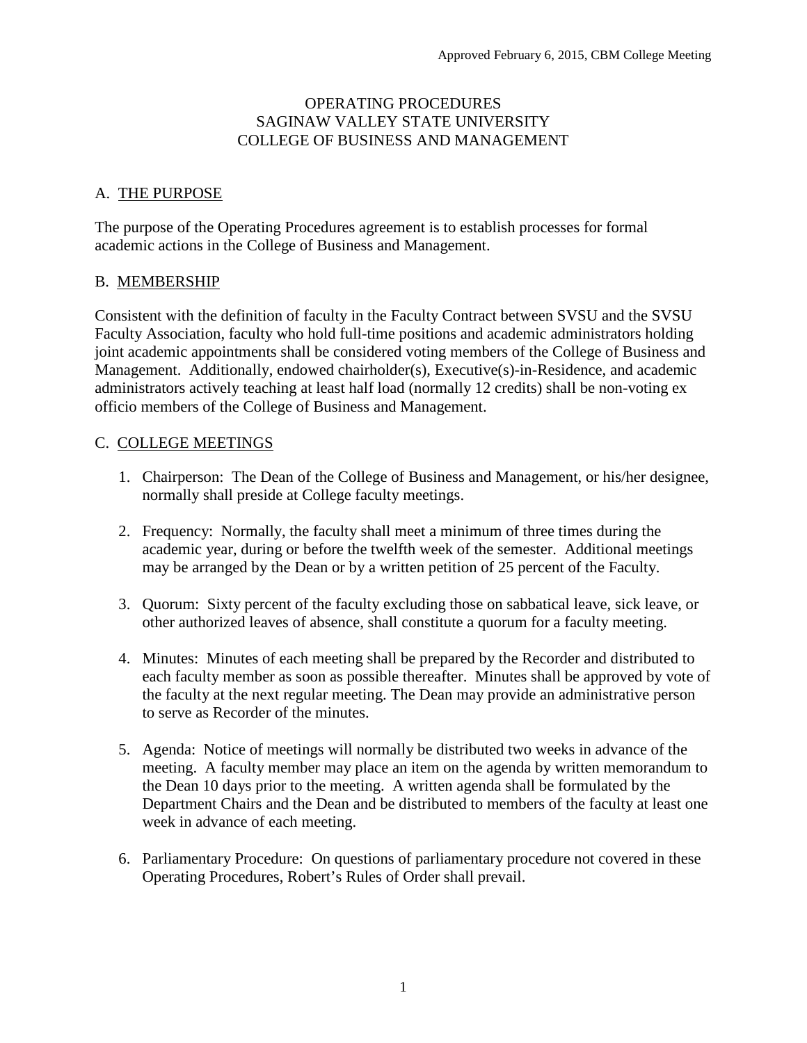Approved February 6, 2015, CBM College Meeting

# OPERATING PROCEDURES
# SAGINAW VALLEY STATE UNIVERSITY
# COLLEGE OF BUSINESS AND MANAGEMENT

## A. THE PURPOSE

The purpose of the Operating Procedures agreement is to establish processes for formal academic actions in the College of Business and Management.

## B. MEMBERSHIP

Consistent with the definition of faculty in the Faculty Contract between SVSU and the SVSU Faculty Association, faculty who hold full-time positions and academic administrators holding joint academic appointments shall be considered voting members of the College of Business and Management. Additionally, endowed chairholder(s), Executive(s)-in-Residence, and academic administrators actively teaching at least half load (normally 12 credits) shall be non-voting ex officio members of the College of Business and Management.

## C. COLLEGE MEETINGS

1. Chairperson: The Dean of the College of Business and Management, or his/her designee, normally shall preside at College faculty meetings.

2. Frequency: Normally, the faculty shall meet a minimum of three times during the academic year, during or before the twelfth week of the semester. Additional meetings may be arranged by the Dean or by a written petition of 25 percent of the Faculty.

3. Quorum: Sixty percent of the faculty excluding those on sabbatical leave, sick leave, or other authorized leaves of absence, shall constitute a quorum for a faculty meeting.

4. Minutes: Minutes of each meeting shall be prepared by the Recorder and distributed to each faculty member as soon as possible thereafter. Minutes shall be approved by vote of the faculty at the next regular meeting. The Dean may provide an administrative person to serve as Recorder of the minutes.

5. Agenda: Notice of meetings will normally be distributed two weeks in advance of the meeting. A faculty member may place an item on the agenda by written memorandum to the Dean 10 days prior to the meeting. A written agenda shall be formulated by the Department Chairs and the Dean and be distributed to members of the faculty at least one week in advance of each meeting.

6. Parliamentary Procedure: On questions of parliamentary procedure not covered in these Operating Procedures, Robert's Rules of Order shall prevail.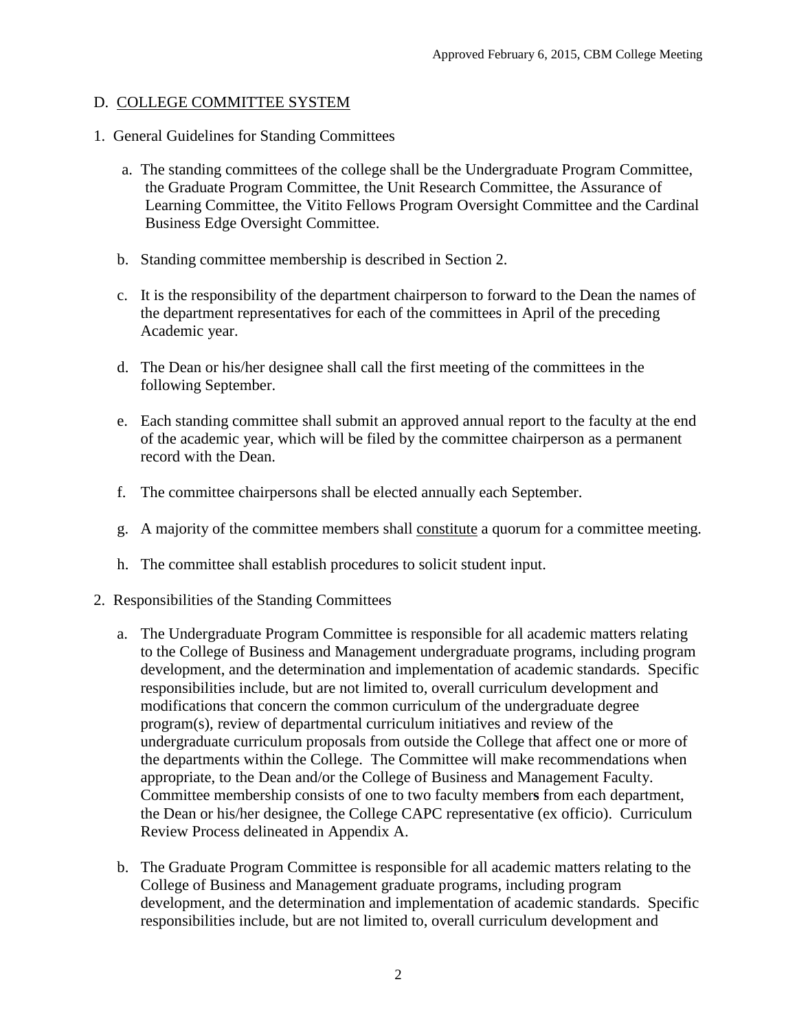## D. COLLEGE COMMITTEE SYSTEM

1. General Guidelines for Standing Committees

   a. The standing committees of the college shall be the Undergraduate Program Committee, the Graduate Program Committee, the Unit Research Committee, the Assurance of Learning Committee, the Vitito Fellows Program Oversight Committee and the Cardinal Business Edge Oversight Committee.

   b. Standing committee membership is described in Section 2.

   c. It is the responsibility of the department chairperson to forward to the Dean the names of the department representatives for each of the committees in April of the preceding Academic year.

   d. The Dean or his/her designee shall call the first meeting of the committees in the following September.

   e. Each standing committee shall submit an approved annual report to the faculty at the end of the academic year, which will be filed by the committee chairperson as a permanent record with the Dean.

   f. The committee chairpersons shall be elected annually each September.

   g. A majority of the committee members shall constitute a quorum for a committee meeting.

   h. The committee shall establish procedures to solicit student input.

2. Responsibilities of the Standing Committees

   a. The Undergraduate Program Committee is responsible for all academic matters relating to the College of Business and Management undergraduate programs, including program development, and the determination and implementation of academic standards. Specific responsibilities include, but are not limited to, overall curriculum development and modifications that concern the common curriculum of the undergraduate degree program(s), review of departmental curriculum initiatives and review of the undergraduate curriculum proposals from outside the College that affect one or more of the departments within the College. The Committee will make recommendations when appropriate, to the Dean and/or the College of Business and Management Faculty. Committee membership consists of one to two faculty members from each department, the Dean or his/her designee, the College CAPC representative (ex officio). Curriculum Review Process delineated in Appendix A.

   b. The Graduate Program Committee is responsible for all academic matters relating to the College of Business and Management graduate programs, including program development, and the determination and implementation of academic standards. Specific responsibilities include, but are not limited to, overall curriculum development and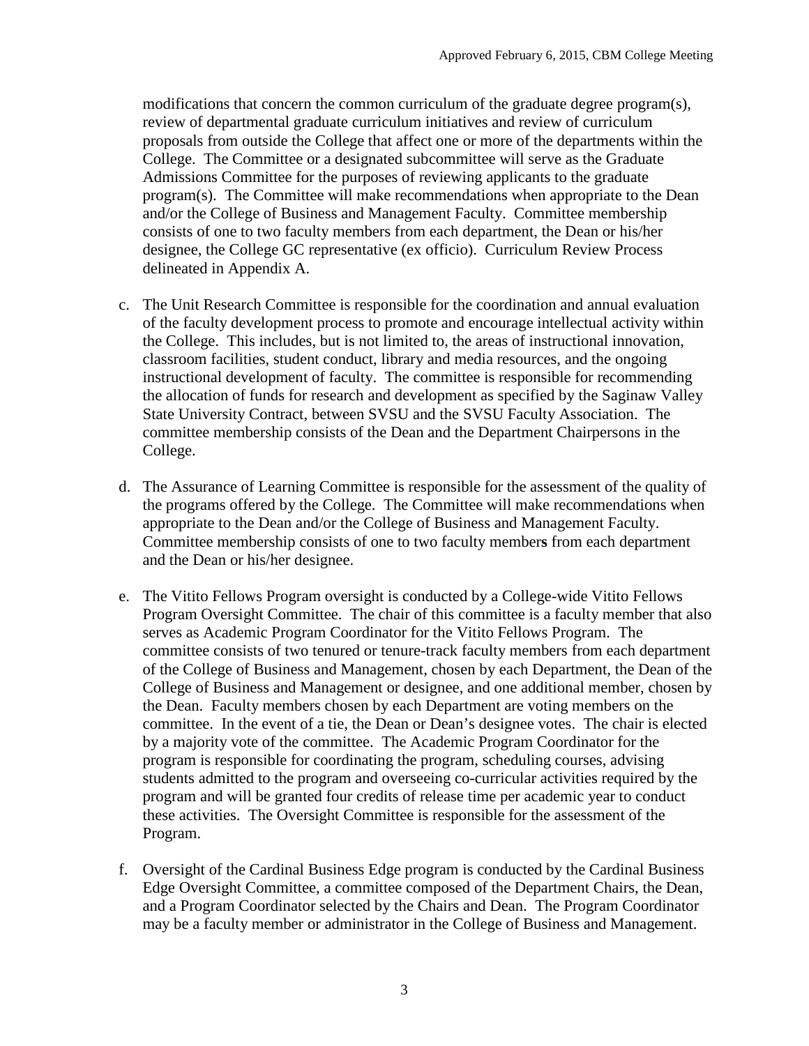modifications that concern the common curriculum of the graduate degree program(s), review of departmental graduate curriculum initiatives and review of curriculum proposals from outside the College that affect one or more of the departments within the College. The Committee or a designated subcommittee will serve as the Graduate Admissions Committee for the purposes of reviewing applicants to the graduate program(s). The Committee will make recommendations when appropriate to the Dean and/or the College of Business and Management Faculty. Committee membership consists of one to two faculty members from each department, the Dean or his/her designee, the College GC representative (ex officio). Curriculum Review Process delineated in Appendix A.

c. The Unit Research Committee is responsible for the coordination and annual evaluation of the faculty development process to promote and encourage intellectual activity within the College. This includes, but is not limited to, the areas of instructional innovation, classroom facilities, student conduct, library and media resources, and the ongoing instructional development of faculty. The committee is responsible for recommending the allocation of funds for research and development as specified by the Saginaw Valley State University Contract, between SVSU and the SVSU Faculty Association. The committee membership consists of the Dean and the Department Chairpersons in the College.

d. The Assurance of Learning Committee is responsible for the assessment of the quality of the programs offered by the College. The Committee will make recommendations when appropriate to the Dean and/or the College of Business and Management Faculty. Committee membership consists of one to two faculty members from each department and the Dean or his/her designee.

e. The Vitito Fellows Program oversight is conducted by a College-wide Vitito Fellows Program Oversight Committee. The chair of this committee is a faculty member that also serves as Academic Program Coordinator for the Vitito Fellows Program. The committee consists of two tenured or tenure-track faculty members from each department of the College of Business and Management, chosen by each Department, the Dean of the College of Business and Management or designee, and one additional member, chosen by the Dean. Faculty members chosen by each Department are voting members on the committee. In the event of a tie, the Dean or Dean's designee votes. The chair is elected by a majority vote of the committee. The Academic Program Coordinator for the program is responsible for coordinating the program, scheduling courses, advising students admitted to the program and overseeing co-curricular activities required by the program and will be granted four credits of release time per academic year to conduct these activities. The Oversight Committee is responsible for the assessment of the Program.

f. Oversight of the Cardinal Business Edge program is conducted by the Cardinal Business Edge Oversight Committee, a committee composed of the Department Chairs, the Dean, and a Program Coordinator selected by the Chairs and Dean. The Program Coordinator may be a faculty member or administrator in the College of Business and Management.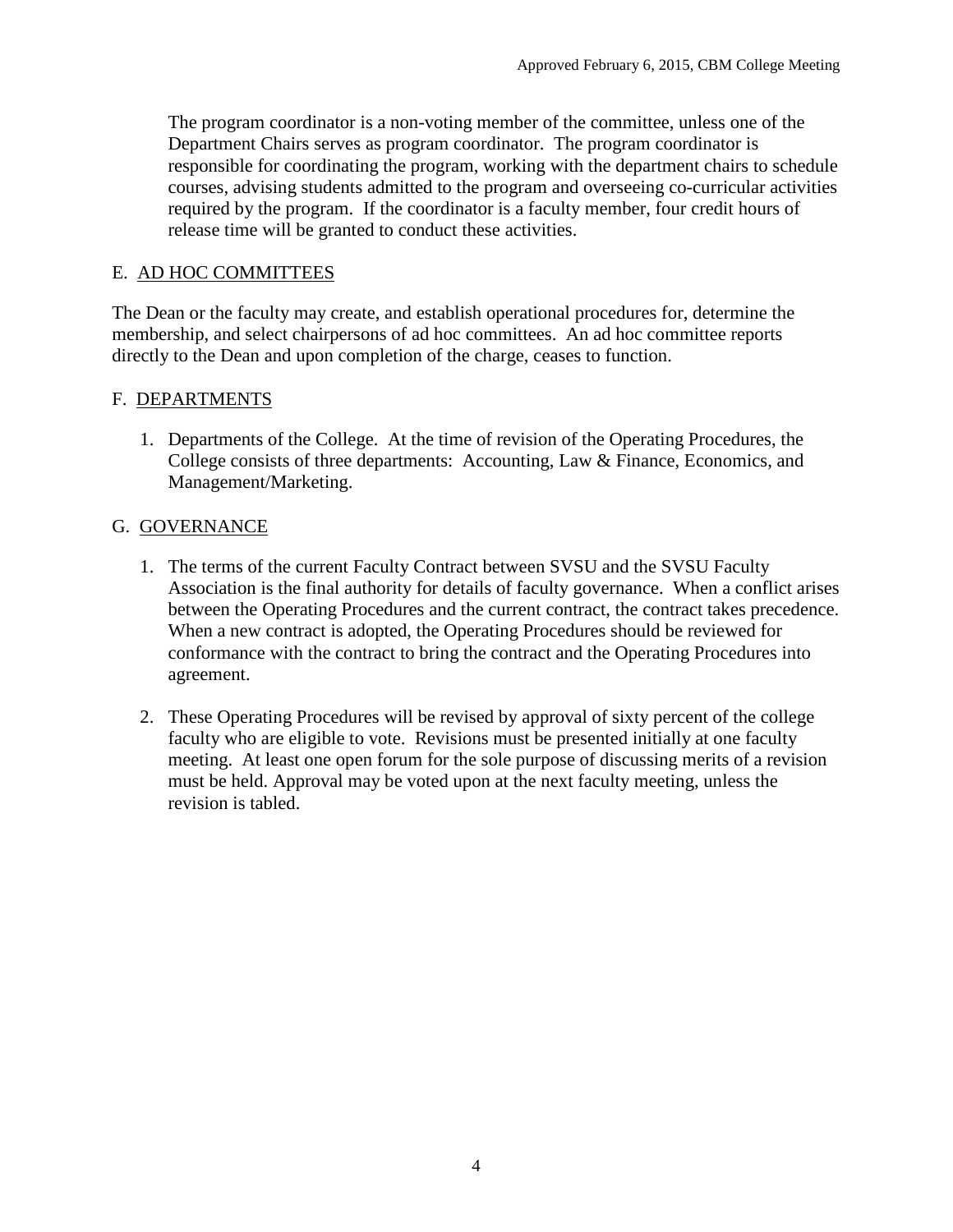The program coordinator is a non-voting member of the committee, unless one of the Department Chairs serves as program coordinator. The program coordinator is responsible for coordinating the program, working with the department chairs to schedule courses, advising students admitted to the program and overseeing co-curricular activities required by the program. If the coordinator is a faculty member, four credit hours of release time will be granted to conduct these activities.

## E. AD HOC COMMITTEES

The Dean or the faculty may create, and establish operational procedures for, determine the membership, and select chairpersons of ad hoc committees. An ad hoc committee reports directly to the Dean and upon completion of the charge, ceases to function.

## F. DEPARTMENTS

1. Departments of the College. At the time of revision of the Operating Procedures, the College consists of three departments: Accounting, Law & Finance, Economics, and Management/Marketing.

## G. GOVERNANCE

1. The terms of the current Faculty Contract between SVSU and the SVSU Faculty Association is the final authority for details of faculty governance. When a conflict arises between the Operating Procedures and the current contract, the contract takes precedence. When a new contract is adopted, the Operating Procedures should be reviewed for conformance with the contract to bring the contract and the Operating Procedures into agreement.

2. These Operating Procedures will be revised by approval of sixty percent of the college faculty who are eligible to vote. Revisions must be presented initially at one faculty meeting. At least one open forum for the sole purpose of discussing merits of a revision must be held. Approval may be voted upon at the next faculty meeting, unless the revision is tabled.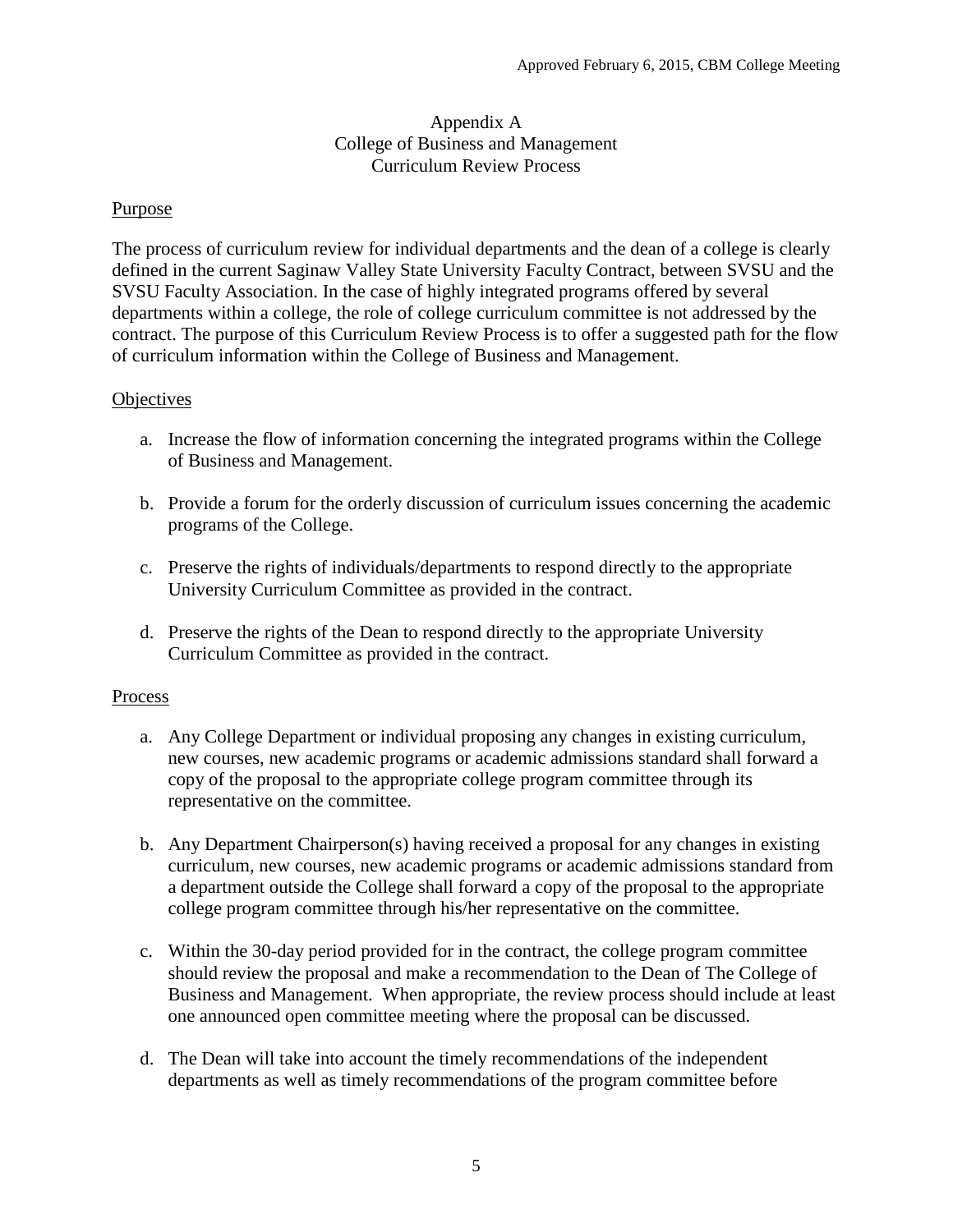Appendix A
College of Business and Management
Curriculum Review Process

Purpose

The process of curriculum review for individual departments and the dean of a college is clearly defined in the current Saginaw Valley State University Faculty Contract, between SVSU and the SVSU Faculty Association. In the case of highly integrated programs offered by several departments within a college, the role of college curriculum committee is not addressed by the contract. The purpose of this Curriculum Review Process is to offer a suggested path for the flow of curriculum information within the College of Business and Management.

Objectives

a. Increase the flow of information concerning the integrated programs within the College of Business and Management.

b. Provide a forum for the orderly discussion of curriculum issues concerning the academic programs of the College.

c. Preserve the rights of individuals/departments to respond directly to the appropriate University Curriculum Committee as provided in the contract.

d. Preserve the rights of the Dean to respond directly to the appropriate University Curriculum Committee as provided in the contract.

Process

a. Any College Department or individual proposing any changes in existing curriculum, new courses, new academic programs or academic admissions standard shall forward a copy of the proposal to the appropriate college program committee through its representative on the committee.

b. Any Department Chairperson(s) having received a proposal for any changes in existing curriculum, new courses, new academic programs or academic admissions standard from a department outside the College shall forward a copy of the proposal to the appropriate college program committee through his/her representative on the committee.

c. Within the 30-day period provided for in the contract, the college program committee should review the proposal and make a recommendation to the Dean of The College of Business and Management. When appropriate, the review process should include at least one announced open committee meeting where the proposal can be discussed.

d. The Dean will take into account the timely recommendations of the independent departments as well as timely recommendations of the program committee before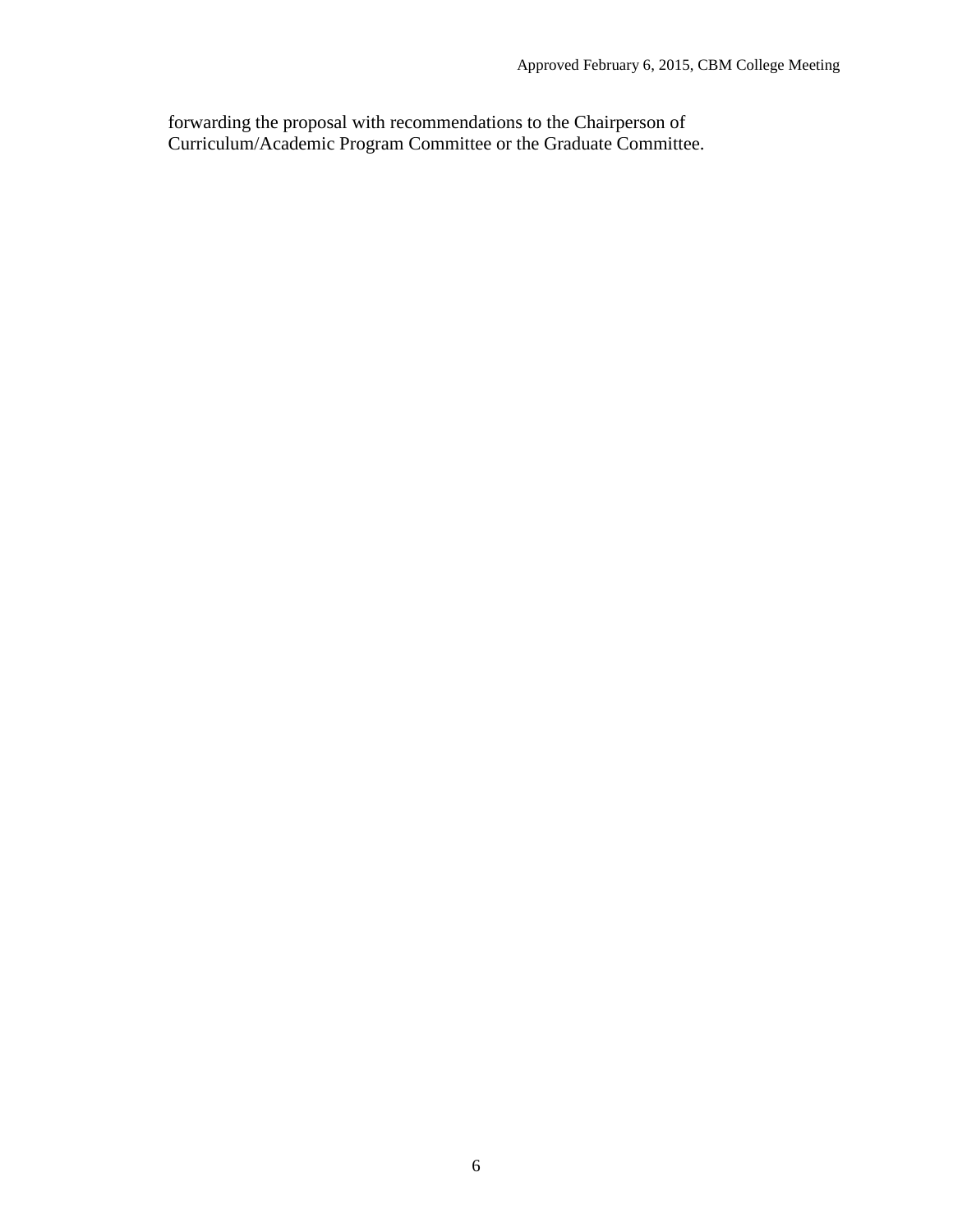forwarding the proposal with recommendations to the Chairperson of Curriculum/Academic Program Committee or the Graduate Committee.